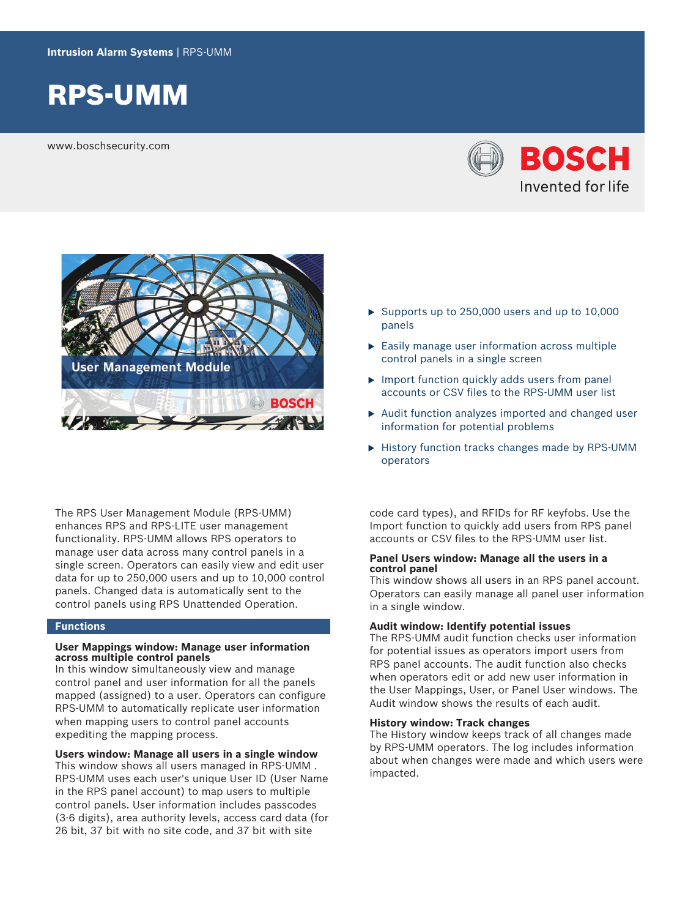Intrusion Alarm Systems | RPS-UMM

# RPS-UMM

www.boschsecurity.com

- Supports up to 250,000 users and up to 10,000 panels
- Easily manage user information across multiple control panels in a single screen
- Import function quickly adds users from panel accounts or CSV files to the RPS-UMM user list
- Audit function analyzes imported and changed user information for potential problems
- History function tracks changes made by RPS-UMM operators

The RPS User Management Module (RPS-UMM) enhances RPS and RPS-LITE user management functionality. RPS-UMM allows RPS operators to manage user data across many control panels in a single screen. Operators can easily view and edit user data for up to 250,000 users and up to 10,000 control panels. Changed data is automatically sent to the control panels using RPS Unattended Operation.

## Functions

### User Mappings window: Manage user information across multiple control panels

In this window simultaneously view and manage control panel and user information for all the panels mapped (assigned) to a user. Operators can configure RPS-UMM to automatically replicate user information when mapping users to control panel accounts expediting the mapping process.

### Users window: Manage all users in a single window

This window shows all users managed in RPS-UMM . RPS-UMM uses each user's unique User ID (User Name in the RPS panel account) to map users to multiple control panels. User information includes passcodes (3-6 digits), area authority levels, access card data (for 26 bit, 37 bit with no site code, and 37 bit with site code card types), and RFIDs for RF keyfobs. Use the Import function to quickly add users from RPS panel accounts or CSV files to the RPS-UMM user list.

### Panel Users window: Manage all the users in a control panel

This window shows all users in an RPS panel account. Operators can easily manage all panel user information in a single window.

### Audit window: Identify potential issues

The RPS-UMM audit function checks user information for potential issues as operators import users from RPS panel accounts. The audit function also checks when operators edit or add new user information in the User Mappings, User, or Panel User windows. The Audit window shows the results of each audit.

### History window: Track changes

The History window keeps track of all changes made by RPS-UMM operators. The log includes information about when changes were made and which users were impacted.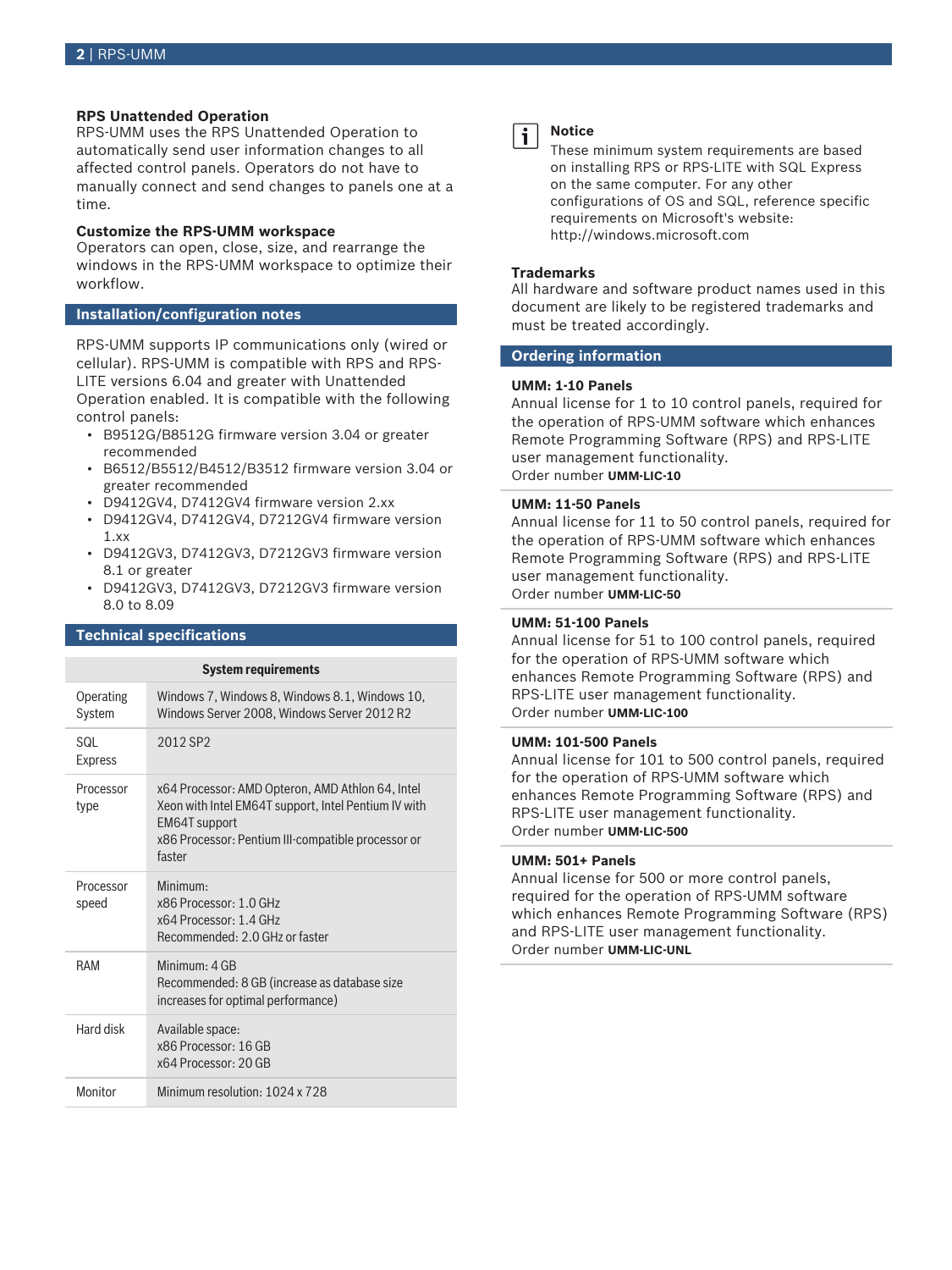### RPS Unattended Operation

RPS-UMM uses the RPS Unattended Operation to automatically send user information changes to all affected control panels. Operators do not have to manually connect and send changes to panels one at a time.

### Customize the RPS-UMM workspace

Operators can open, close, size, and rearrange the windows in the RPS-UMM workspace to optimize their workflow.

## Installation/configuration notes

RPS-UMM supports IP communications only (wired or cellular). RPS-UMM is compatible with RPS and RPS-LITE versions 6.04 and greater with Unattended Operation enabled. It is compatible with the following control panels:

- B9512G/B8512G firmware version 3.04 or greater recommended
- B6512/B5512/B4512/B3512 firmware version 3.04 or greater recommended
- D9412GV4, D7412GV4 firmware version 2.xx
- D9412GV4, D7412GV4, D7212GV4 firmware version 1.xx
- D9412GV3, D7412GV3, D7212GV3 firmware version 8.1 or greater
- D9412GV3, D7412GV3, D7212GV3 firmware version 8.0 to 8.09

## Technical specifications

| System requirements | |
|---|---|
| Operating System | Windows 7, Windows 8, Windows 8.1, Windows 10, Windows Server 2008, Windows Server 2012 R2 |
| SQL Express | 2012 SP2 |
| Processor type | x64 Processor: AMD Opteron, AMD Athlon 64, Intel Xeon with Intel EM64T support, Intel Pentium IV with EM64T support<br>x86 Processor: Pentium III-compatible processor or faster |
| Processor speed | Minimum:<br>x86 Processor: 1.0 GHz<br>x64 Processor: 1.4 GHz<br>Recommended: 2.0 GHz or faster |
| RAM | Minimum: 4 GB<br>Recommended: 8 GB (increase as database size increases for optimal performance) |
| Hard disk | Available space:<br>x86 Processor: 16 GB<br>x64 Processor: 20 GB |
| Monitor | Minimum resolution: 1024 x 728 |

**Notice**

These minimum system requirements are based on installing RPS or RPS-LITE with SQL Express on the same computer. For any other configurations of OS and SQL, reference specific requirements on Microsoft's website: http://windows.microsoft.com

### Trademarks

All hardware and software product names used in this document are likely to be registered trademarks and must be treated accordingly.

## Ordering information

**UMM: 1-10 Panels**

Annual license for 1 to 10 control panels, required for the operation of RPS-UMM software which enhances Remote Programming Software (RPS) and RPS-LITE user management functionality.
Order number **UMM-LIC-10**

**UMM: 11-50 Panels**

Annual license for 11 to 50 control panels, required for the operation of RPS-UMM software which enhances Remote Programming Software (RPS) and RPS-LITE user management functionality.
Order number **UMM-LIC-50**

**UMM: 51-100 Panels**

Annual license for 51 to 100 control panels, required for the operation of RPS-UMM software which enhances Remote Programming Software (RPS) and RPS-LITE user management functionality.
Order number **UMM-LIC-100**

**UMM: 101-500 Panels**

Annual license for 101 to 500 control panels, required for the operation of RPS-UMM software which enhances Remote Programming Software (RPS) and RPS-LITE user management functionality.
Order number **UMM-LIC-500**

**UMM: 501+ Panels**

Annual license for 500 or more control panels, required for the operation of RPS-UMM software which enhances Remote Programming Software (RPS) and RPS-LITE user management functionality.
Order number **UMM-LIC-UNL**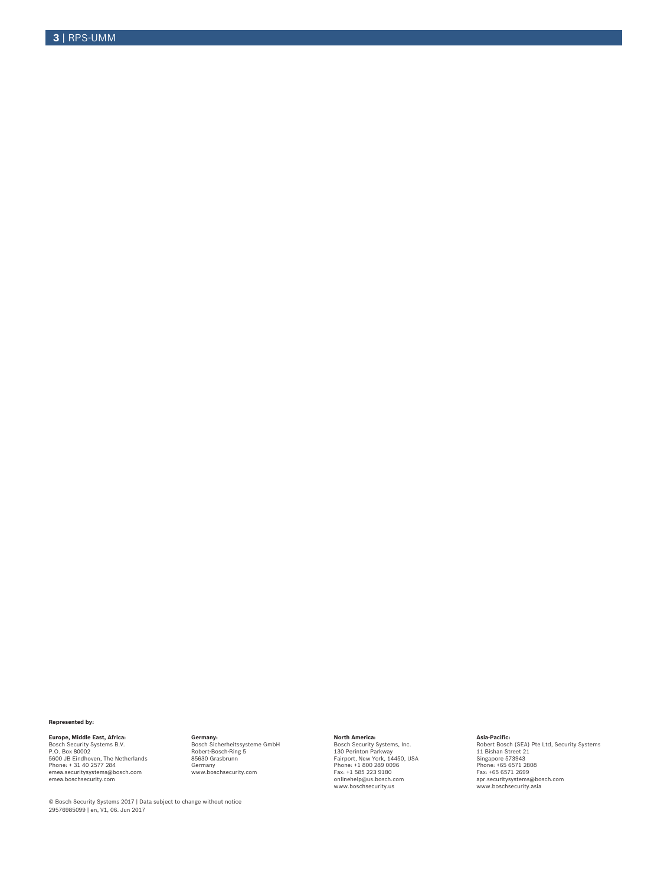**Represented by:**

**Europe, Middle East, Africa:**
Bosch Security Systems B.V.
P.O. Box 80002
5600 JB Eindhoven, The Netherlands
Phone: + 31 40 2577 284
emea.securitysystems@bosch.com
emea.boschsecurity.com

**Germany:**
Bosch Sicherheitssysteme GmbH
Robert-Bosch-Ring 5
85630 Grasbrunn
Germany
www.boschsecurity.com

**North America:**
Bosch Security Systems, Inc.
130 Perinton Parkway
Fairport, New York, 14450, USA
Phone: +1 800 289 0096
Fax: +1 585 223 9180
onlinehelp@us.bosch.com
www.boschsecurity.us

**Asia-Pacific:**
Robert Bosch (SEA) Pte Ltd, Security Systems
11 Bishan Street 21
Singapore 573943
Phone: +65 6571 2808
Fax: +65 6571 2699
apr.securitysystems@bosch.com
www.boschsecurity.asia

© Bosch Security Systems 2017 | Data subject to change without notice
29576985099 | en, V1, 06. Jun 2017